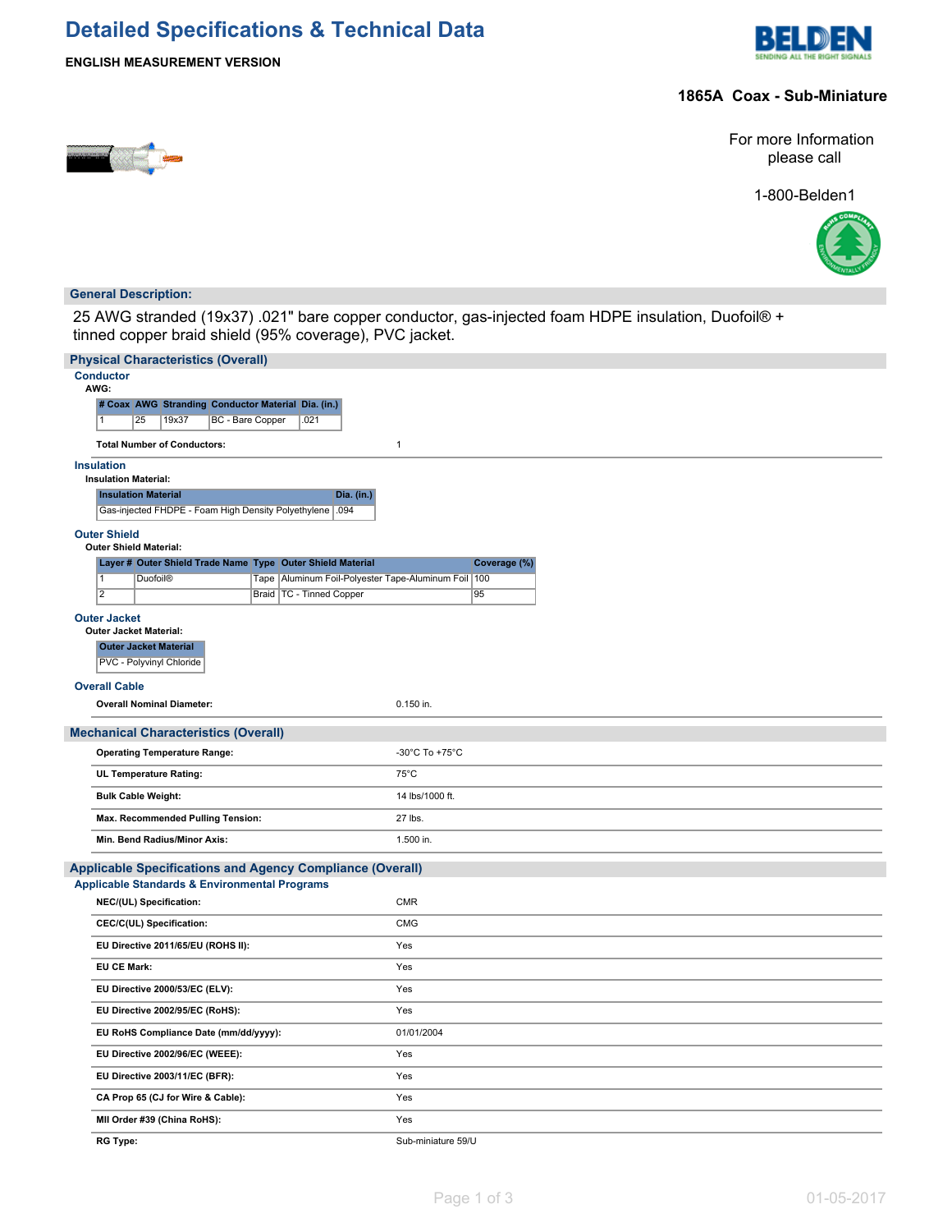# Detailed Specifications & Technical Data

**ENGLISH MEASUREMENT VERSION**

## 1865A Coax - Sub-Miniature

For more Information please call

1-800-Belden1

### General Description:

25 AWG stranded (19x37) .021" bare copper conductor, gas-injected foam HDPE insulation, Duofoil® + tinned copper braid shield (95% coverage), PVC jacket.

### Physical Characteristics (Overall)

#### Conductor

**AWG:**

| # Coax | AWG | Stranding | Conductor Material | Dia. (in.) |
|---|---|---|---|---|
| 1 | 25 | 19x37 | BC - Bare Copper | .021 |

| | |
|---|---|
| **Total Number of Conductors:** | 1 |

#### Insulation

**Insulation Material:**

| Insulation Material | Dia. (in.) |
|---|---|
| Gas-injected FHDPE - Foam High Density Polyethylene | .094 |

#### Outer Shield

**Outer Shield Material:**

| Layer # | Outer Shield Trade Name | Type | Outer Shield Material | Coverage (%) |
|---|---|---|---|---|
| 1 | Duofoil® | Tape | Aluminum Foil-Polyester Tape-Aluminum Foil | 100 |
| 2 | | Braid | TC - Tinned Copper | 95 |

#### Outer Jacket

**Outer Jacket Material:**

| Outer Jacket Material |
|---|
| PVC - Polyvinyl Chloride |

#### Overall Cable

| | |
|---|---|
| **Overall Nominal Diameter:** | 0.150 in. |

### Mechanical Characteristics (Overall)

| | |
|---|---|
| **Operating Temperature Range:** | -30°C To +75°C |
| **UL Temperature Rating:** | 75°C |
| **Bulk Cable Weight:** | 14 lbs/1000 ft. |
| **Max. Recommended Pulling Tension:** | 27 lbs. |
| **Min. Bend Radius/Minor Axis:** | 1.500 in. |

### Applicable Specifications and Agency Compliance (Overall)

#### Applicable Standards & Environmental Programs

| | |
|---|---|
| **NEC/(UL) Specification:** | CMR |
| **CEC/C(UL) Specification:** | CMG |
| **EU Directive 2011/65/EU (ROHS II):** | Yes |
| **EU CE Mark:** | Yes |
| **EU Directive 2000/53/EC (ELV):** | Yes |
| **EU Directive 2002/95/EC (RoHS):** | Yes |
| **EU RoHS Compliance Date (mm/dd/yyyy):** | 01/01/2004 |
| **EU Directive 2002/96/EC (WEEE):** | Yes |
| **EU Directive 2003/11/EC (BFR):** | Yes |
| **CA Prop 65 (CJ for Wire & Cable):** | Yes |
| **MII Order #39 (China RoHS):** | Yes |
| **RG Type:** | Sub-miniature 59/U |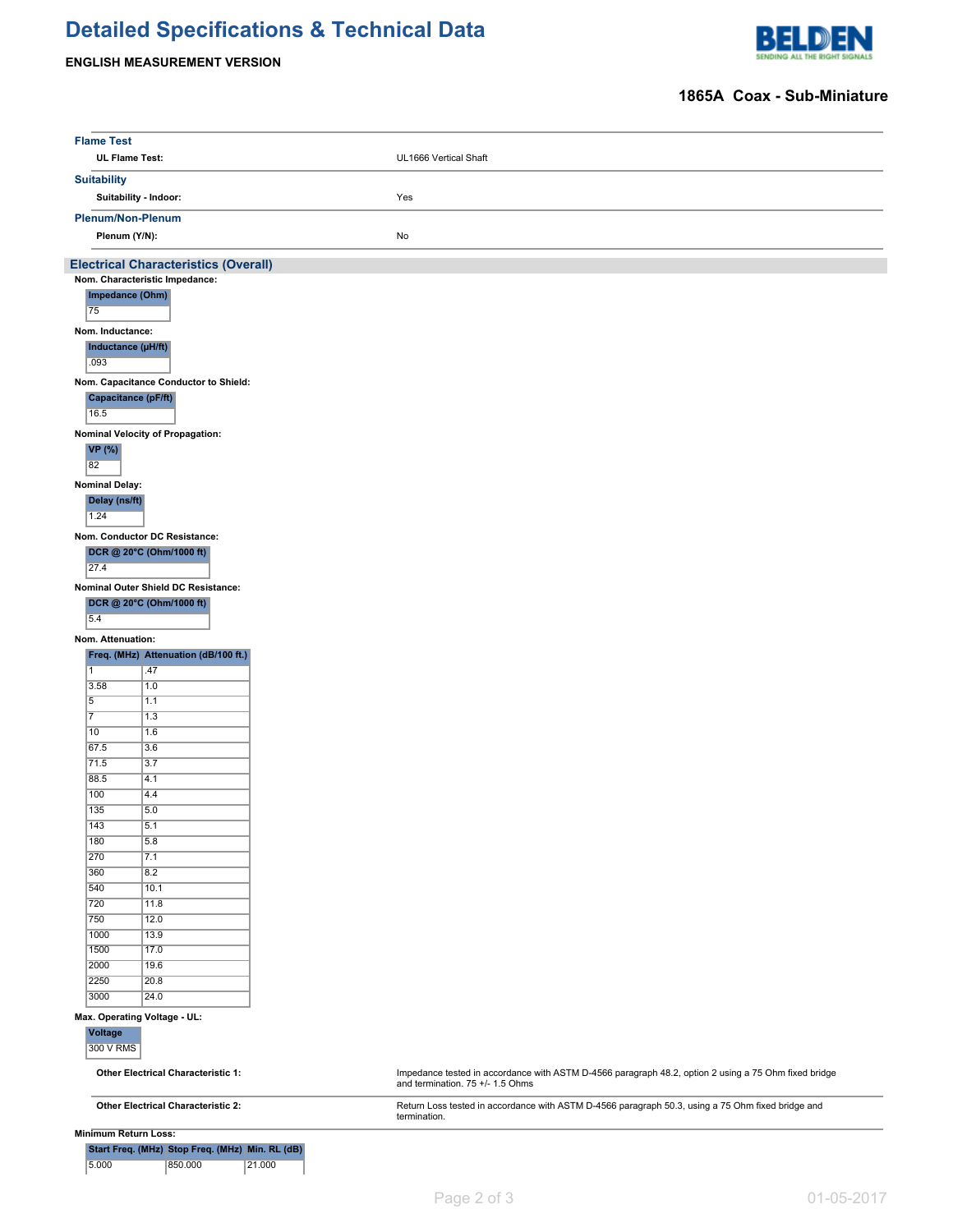# Detailed Specifications & Technical Data

**ENGLISH MEASUREMENT VERSION**

**1865A Coax - Sub-Miniature**

### Flame Test

| | |
|---|---|
| **UL Flame Test:** | UL1666 Vertical Shaft |

### Suitability

| | |
|---|---|
| **Suitability - Indoor:** | Yes |

### Plenum/Non-Plenum

| | |
|---|---|
| **Plenum (Y/N):** | No |

## Electrical Characteristics (Overall)

**Nom. Characteristic Impedance:**

| Impedance (Ohm) |
|---|
| 75 |

**Nom. Inductance:**

| Inductance (µH/ft) |
|---|
| .093 |

**Nom. Capacitance Conductor to Shield:**

| Capacitance (pF/ft) |
|---|
| 16.5 |

**Nominal Velocity of Propagation:**

| VP (%) |
|---|
| 82 |

**Nominal Delay:**

| Delay (ns/ft) |
|---|
| 1.24 |

**Nom. Conductor DC Resistance:**

| DCR @ 20°C (Ohm/1000 ft) |
|---|
| 27.4 |

**Nominal Outer Shield DC Resistance:**

| DCR @ 20°C (Ohm/1000 ft) |
|---|
| 5.4 |

**Nom. Attenuation:**

| Freq. (MHz) | Attenuation (dB/100 ft.) |
|---|---|
| 1 | .47 |
| 3.58 | 1.0 |
| 5 | 1.1 |
| 7 | 1.3 |
| 10 | 1.6 |
| 67.5 | 3.6 |
| 71.5 | 3.7 |
| 88.5 | 4.1 |
| 100 | 4.4 |
| 135 | 5.0 |
| 143 | 5.1 |
| 180 | 5.8 |
| 270 | 7.1 |
| 360 | 8.2 |
| 540 | 10.1 |
| 720 | 11.8 |
| 750 | 12.0 |
| 1000 | 13.9 |
| 1500 | 17.0 |
| 2000 | 19.6 |
| 2250 | 20.8 |
| 3000 | 24.0 |

**Max. Operating Voltage - UL:**

| Voltage |
|---|
| 300 V RMS |

| | |
|---|---|
| **Other Electrical Characteristic 1:** | Impedance tested in accordance with ASTM D-4566 paragraph 48.2, option 2 using a 75 Ohm fixed bridge and termination. 75 +/- 1.5 Ohms |
| **Other Electrical Characteristic 2:** | Return Loss tested in accordance with ASTM D-4566 paragraph 50.3, using a 75 Ohm fixed bridge and termination. |

**Minimum Return Loss:**

| Start Freq. (MHz) | Stop Freq. (MHz) | Min. RL (dB) |
|---|---|---|
| 5.000 | 850.000 | 21.000 |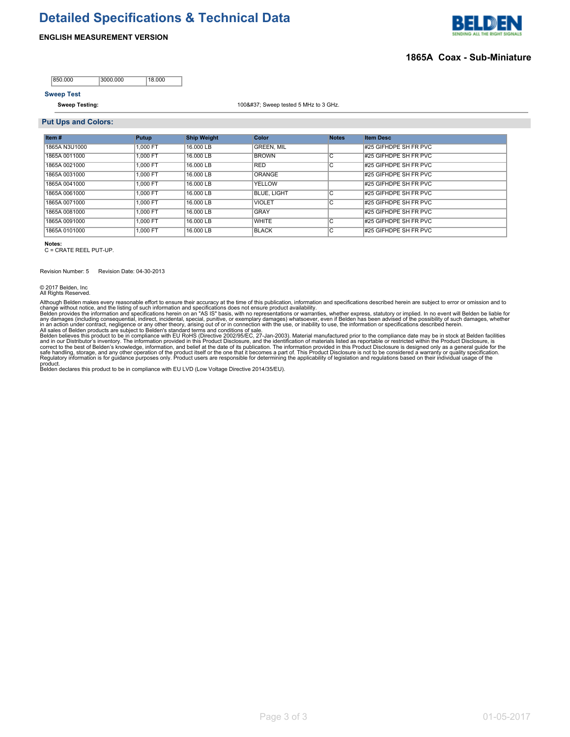| | | |
|---|---|---|
| 850.000 | 3000.000 | 18.000 |

### Sweep Test

**Sweep Testing:** 100&#37; Sweep tested 5 MHz to 3 GHz.

## Put Ups and Colors:

| Item # | Putup | Ship Weight | Color | Notes | Item Desc |
|---|---|---|---|---|---|
| 1865A N3U1000 | 1,000 FT | 16.000 LB | GREEN, MIL | | #25 GIFHDPE SH FR PVC |
| 1865A 0011000 | 1,000 FT | 16.000 LB | BROWN | C | #25 GIFHDPE SH FR PVC |
| 1865A 0021000 | 1,000 FT | 16.000 LB | RED | C | #25 GIFHDPE SH FR PVC |
| 1865A 0031000 | 1,000 FT | 16.000 LB | ORANGE | | #25 GIFHDPE SH FR PVC |
| 1865A 0041000 | 1,000 FT | 16.000 LB | YELLOW | | #25 GIFHDPE SH FR PVC |
| 1865A 0061000 | 1,000 FT | 16.000 LB | BLUE, LIGHT | C | #25 GIFHDPE SH FR PVC |
| 1865A 0071000 | 1,000 FT | 16.000 LB | VIOLET | C | #25 GIFHDPE SH FR PVC |
| 1865A 0081000 | 1,000 FT | 16.000 LB | GRAY | | #25 GIFHDPE SH FR PVC |
| 1865A 0091000 | 1,000 FT | 16.000 LB | WHITE | C | #25 GIFHDPE SH FR PVC |
| 1865A 0101000 | 1,000 FT | 16.000 LB | BLACK | C | #25 GIFHDPE SH FR PVC |

**Notes:**
C = CRATE REEL PUT-UP.

Revision Number: 5 Revision Date: 04-30-2013

© 2017 Belden, Inc
All Rights Reserved.

Although Belden makes every reasonable effort to ensure their accuracy at the time of this publication, information and specifications described herein are subject to error or omission and to change without notice, and the listing of such information and specifications does not ensure product availability.
Belden provides the information and specifications herein on an "AS IS" basis, with no representations or warranties, whether express, statutory or implied. In no event will Belden be liable for any damages (including consequential, indirect, incidental, special, punitive, or exemplary damages) whatsoever, even if Belden has been advised of the possibility of such damages, whether in an action under contract, negligence or any other theory, arising out of or in connection with the use, or inability to use, the information or specifications described herein.
All sales of Belden products are subject to Belden's standard terms and conditions of sale.
Belden believes this product to be in compliance with EU RoHS (Directive 2002/95/EC, 27-Jan-2003). Material manufactured prior to the compliance date may be in stock at Belden facilities and in our Distributor's inventory. The information provided in this Product Disclosure, and the identification of materials listed as reportable or restricted within the Product Disclosure, is correct to the best of Belden's knowledge, information, and belief at the date of its publication. The information provided in this Product Disclosure is designed only as a general guide for the safe handling, storage, and any other operation of the product itself or the one that it becomes a part of. This Product Disclosure is not to be considered a warranty or quality specification. Regulatory information is for guidance purposes only. Product users are responsible for determining the applicability of legislation and regulations based on their individual usage of the product.
Belden declares this product to be in compliance with EU LVD (Low Voltage Directive 2014/35/EU).